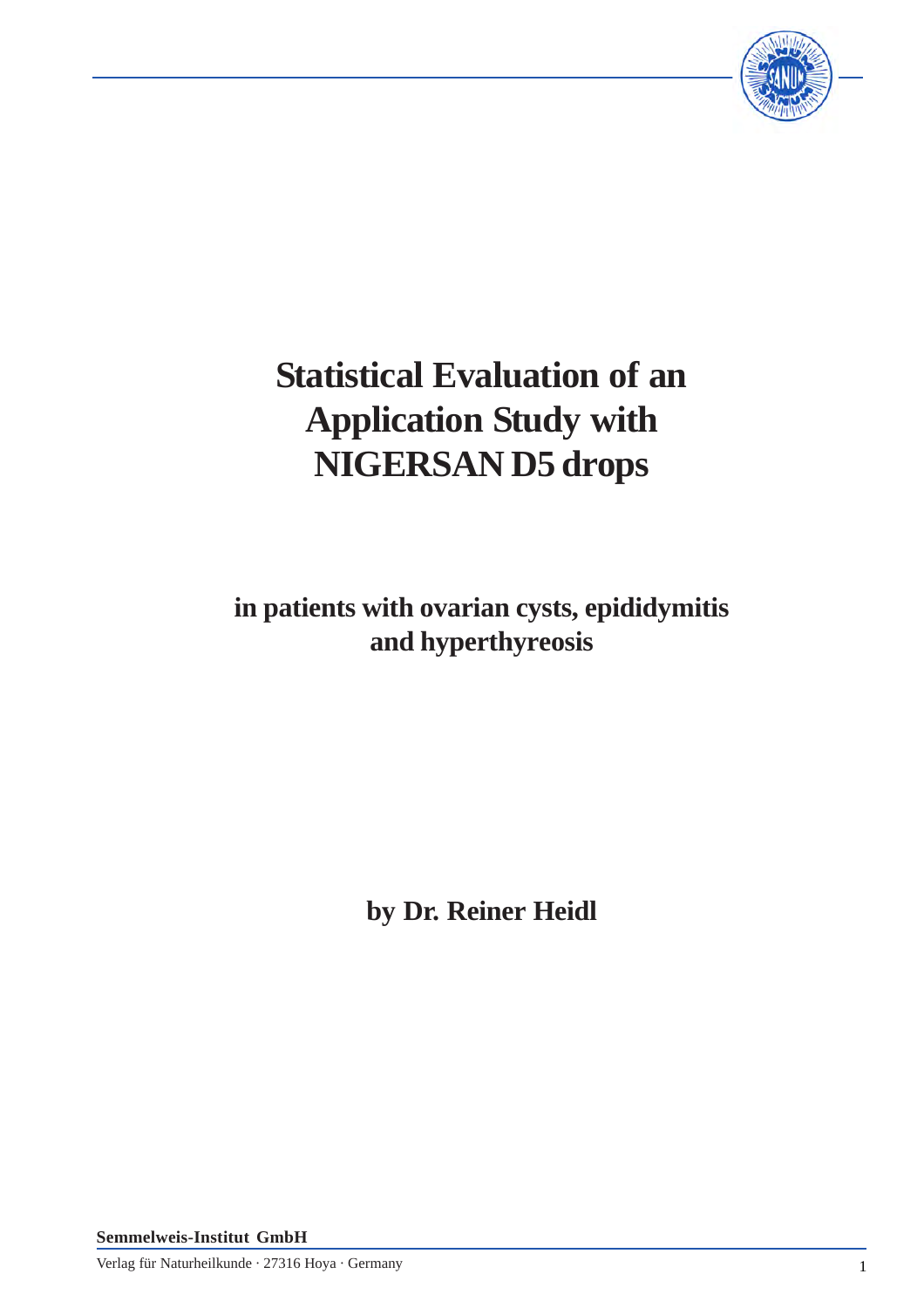# Statistical Evaluation of an Application Study with NIGERSAN D5 drops

## in patients with ovarian cysts, epididymitis and hyperthyreosis

**by Dr. Reiner Heidl**

**Semmelweis-Institut GmbH**

Verlag für Naturheilkunde · 27316 Hoya · Germany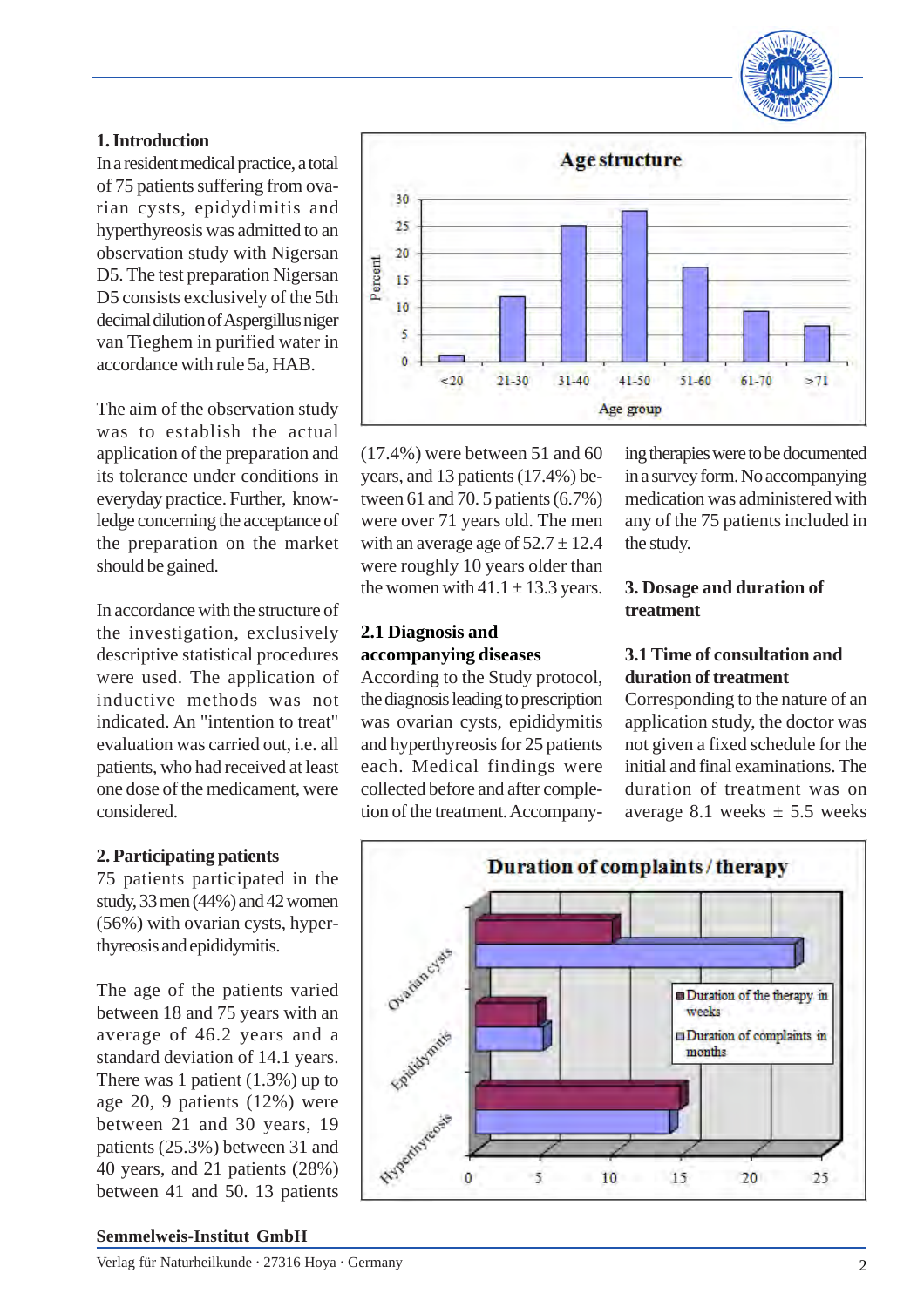## 1. Introduction

In a resident medical practice, a total of 75 patients suffering from ovarian cysts, epidydimitis and hyperthyreosis was admitted to an observation study with Nigersan D5. The test preparation Nigersan D5 consists exclusively of the 5th decimal dilution of Aspergillus niger van Tieghem in purified water in accordance with rule 5a, HAB.

The aim of the observation study was to establish the actual application of the preparation and its tolerance under conditions in everyday practice. Further, knowledge concerning the acceptance of the preparation on the market should be gained.

In accordance with the structure of the investigation, exclusively descriptive statistical procedures were used. The application of inductive methods was not indicated. An "intention to treat" evaluation was carried out, i.e. all patients, who had received at least one dose of the medicament, were considered.

## 2. Participating patients

75 patients participated in the study, 33 men (44%) and 42 women (56%) with ovarian cysts, hyperthyreosis and epididymitis.

The age of the patients varied between 18 and 75 years with an average of 46.2 years and a standard deviation of 14.1 years. There was 1 patient (1.3%) up to age 20, 9 patients (12%) were between 21 and 30 years, 19 patients (25.3%) between 31 and 40 years, and 21 patients (28%) between 41 and 50. 13 patients (17.4%) were between 51 and 60 years, and 13 patients (17.4%) between 61 and 70. 5 patients (6.7%) were over 71 years old. The men with an average age of 52.7 ± 12.4 were roughly 10 years older than the women with 41.1 ± 13.3 years.

**Age structure**

| Age group | Percent |
|---|---|
| <20 | ~1.3 |
| 21-30 | ~12 |
| 31-40 | ~25 |
| 41-50 | ~28 |
| 51-60 | ~17.5 |
| 61-70 | ~9.5 |
| >71 | ~6.7 |

### 2.1 Diagnosis and accompanying diseases

According to the Study protocol, the diagnosis leading to prescription was ovarian cysts, epididymitis and hyperthyreosis for 25 patients each. Medical findings were collected before and after completion of the treatment. Accompanying therapies were to be documented in a survey form. No accompanying medication was administered with any of the 75 patients included in the study.

## 3. Dosage and duration of treatment

### 3.1 Time of consultation and duration of treatment

Corresponding to the nature of an application study, the doctor was not given a fixed schedule for the initial and final examinations. The duration of treatment was on average 8.1 weeks ± 5.5 weeks

**Duration of complaints / therapy**

| | Duration of the therapy in weeks | Duration of complaints in months |
|---|---|---|
| Ovarian cysts | ~10 | ~23 |
| Epididymitis | ~4.5 | ~5 |
| Hyperthyreosis | ~15 | ~14 |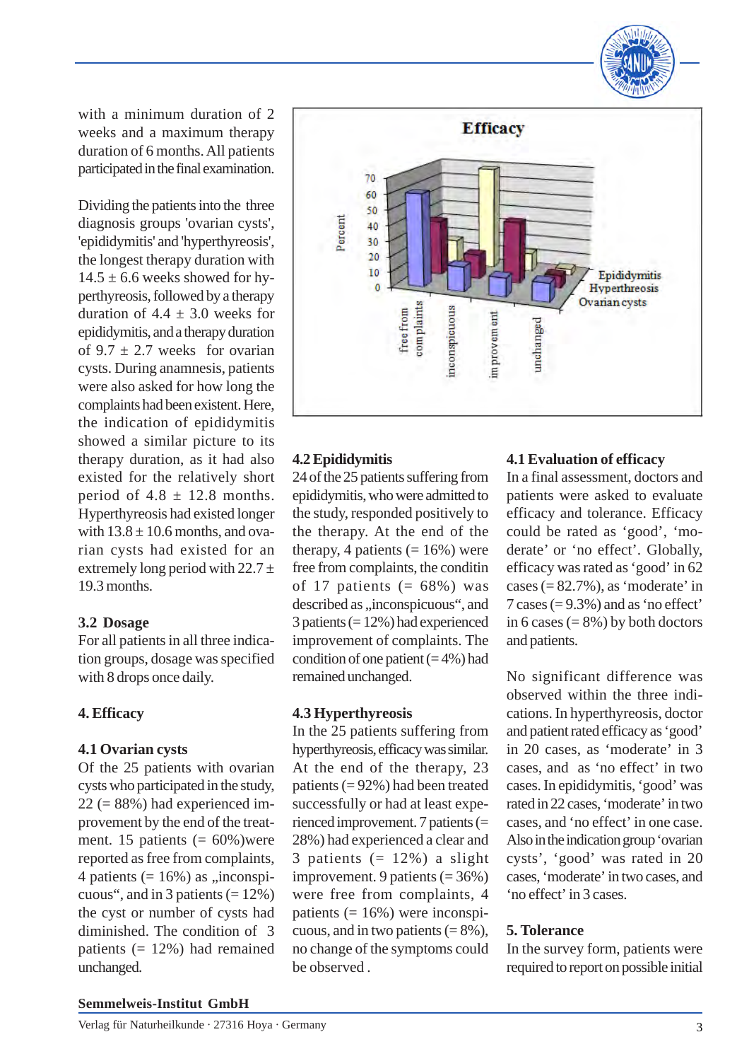with a minimum duration of 2 weeks and a maximum therapy duration of 6 months. All patients participated in the final examination.

Dividing the patients into the three diagnosis groups 'ovarian cysts', 'epididymitis' and 'hyperthyreosis', the longest therapy duration with 14.5 ± 6.6 weeks showed for hyperthyreosis, followed by a therapy duration of 4.4 ± 3.0 weeks for epididymitis, and a therapy duration of 9.7 ± 2.7 weeks for ovarian cysts. During anamnesis, patients were also asked for how long the complaints had been existent. Here, the indication of epididymitis showed a similar picture to its therapy duration, as it had also existed for the relatively short period of 4.8 ± 12.8 months. Hyperthyreosis had existed longer with 13.8 ± 10.6 months, and ovarian cysts had existed for an extremely long period with 22.7 ± 19.3 months.

### 3.2 Dosage

For all patients in all three indication groups, dosage was specified with 8 drops once daily.

## 4. Efficacy

### 4.1 Ovarian cysts

Of the 25 patients with ovarian cysts who participated in the study, 22 (= 88%) had experienced improvement by the end of the treatment. 15 patients (= 60%)were reported as free from complaints, 4 patients (= 16%) as „inconspicuous", and in 3 patients (= 12%) the cyst or number of cysts had diminished. The condition of 3 patients (= 12%) had remained unchanged.

### 4.2 Epididymitis

24 of the 25 patients suffering from epididymitis, who were admitted to the study, responded positively to the therapy. At the end of the therapy, 4 patients (= 16%) were free from complaints, the conditin of 17 patients (= 68%) was described as „inconspicuous", and 3 patients (= 12%) had experienced improvement of complaints. The condition of one patient (= 4%) had remained unchanged.

### 4.3 Hyperthyreosis

In the 25 patients suffering from hyperthyreosis, efficacy was similar. At the end of the therapy, 23 patients (= 92%) had been treated successfully or had at least experienced improvement. 7 patients (= 28%) had experienced a clear and 3 patients (= 12%) a slight improvement. 9 patients (= 36%) were free from complaints, 4 patients (= 16%) were inconspicuous, and in two patients (= 8%), no change of the symptoms could be observed .

### 4.1 Evaluation of efficacy

In a final assessment, doctors and patients were asked to evaluate efficacy and tolerance. Efficacy could be rated as 'good', 'moderate' or 'no effect'. Globally, efficacy was rated as 'good' in 62 cases (= 82.7%), as 'moderate' in 7 cases (= 9.3%) and as 'no effect' in 6 cases (= 8%) by both doctors and patients.

No significant difference was observed within the three indications. In hyperthyreosis, doctor and patient rated efficacy as 'good' in 20 cases, as 'moderate' in 3 cases, and as 'no effect' in two cases. In epididymitis, 'good' was rated in 22 cases, 'moderate' in two cases, and 'no effect' in one case. Also in the indication group 'ovarian cysts', 'good' was rated in 20 cases, 'moderate' in two cases, and 'no effect' in 3 cases.

## 5. Tolerance

In the survey form, patients were required to report on possible initial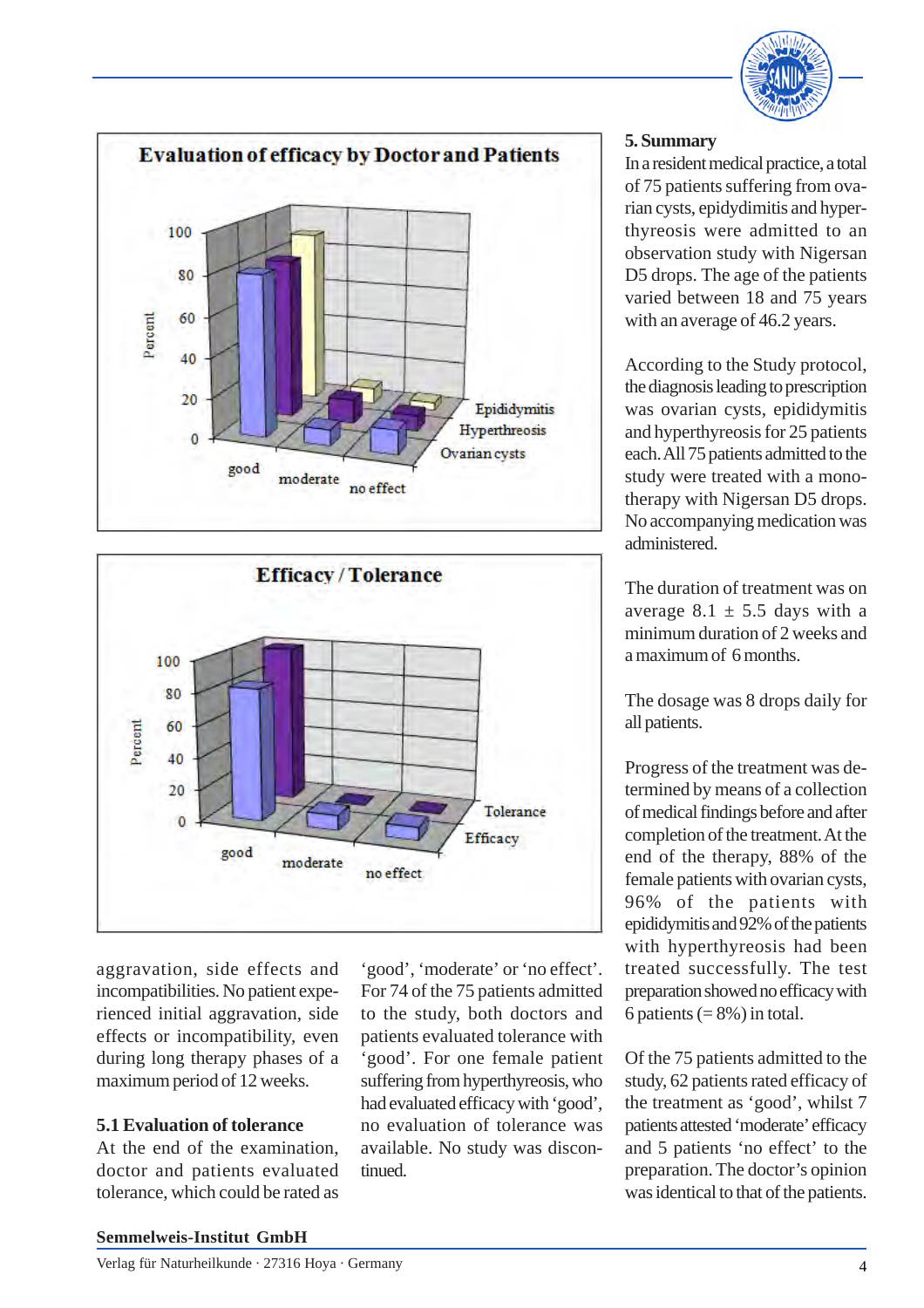**Evaluation of efficacy by Doctor and Patients**

**Efficacy / Tolerance**

aggravation, side effects and incompatibilities. No patient experienced initial aggravation, side effects or incompatibility, even during long therapy phases of a maximum period of 12 weeks.

### 5.1 Evaluation of tolerance

At the end of the examination, doctor and patients evaluated tolerance, which could be rated as 'good', 'moderate' or 'no effect'. For 74 of the 75 patients admitted to the study, both doctors and patients evaluated tolerance with 'good'. For one female patient suffering from hyperthyreosis, who had evaluated efficacy with 'good', no evaluation of tolerance was available. No study was discontinued.

### 5. Summary

In a resident medical practice, a total of 75 patients suffering from ovarian cysts, epidydimitis and hyperthyreosis were admitted to an observation study with Nigersan D5 drops. The age of the patients varied between 18 and 75 years with an average of 46.2 years.

According to the Study protocol, the diagnosis leading to prescription was ovarian cysts, epididymitis and hyperthyreosis for 25 patients each. All 75 patients admitted to the study were treated with a monotherapy with Nigersan D5 drops. No accompanying medication was administered.

The duration of treatment was on average 8.1 ± 5.5 days with a minimum duration of 2 weeks and a maximum of 6 months.

The dosage was 8 drops daily for all patients.

Progress of the treatment was determined by means of a collection of medical findings before and after completion of the treatment. At the end of the therapy, 88% of the female patients with ovarian cysts, 96% of the patients with epididymitis and 92% of the patients with hyperthyreosis had been treated successfully. The test preparation showed no efficacy with 6 patients (= 8%) in total.

Of the 75 patients admitted to the study, 62 patients rated efficacy of the treatment as 'good', whilst 7 patients attested 'moderate' efficacy and 5 patients 'no effect' to the preparation. The doctor's opinion was identical to that of the patients.

**Semmelweis-Institut GmbH**

Verlag für Naturheilkunde · 27316 Hoya · Germany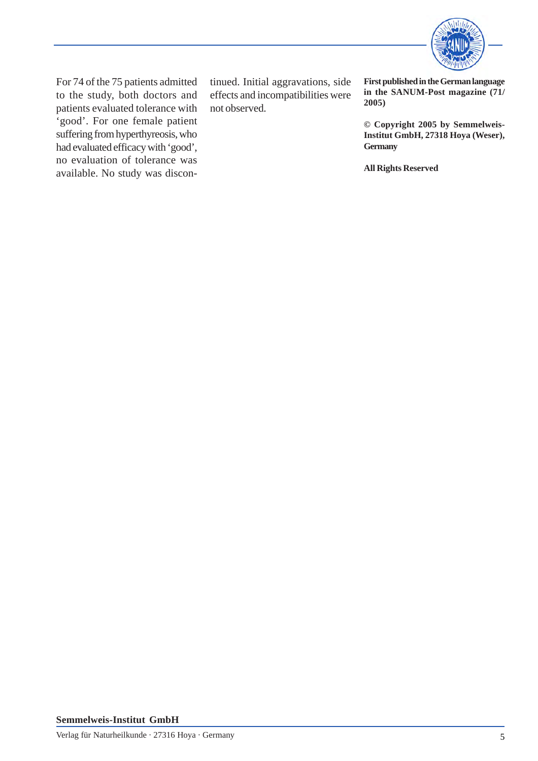For 74 of the 75 patients admitted to the study, both doctors and patients evaluated tolerance with 'good'. For one female patient suffering from hyperthyreosis, who had evaluated efficacy with 'good', no evaluation of tolerance was available. No study was discontinued. Initial aggravations, side effects and incompatibilities were not observed.

**First published in the German language in the SANUM-Post magazine (71/2005)**

**© Copyright 2005 by Semmelweis-Institut GmbH, 27318 Hoya (Weser), Germany**

**All Rights Reserved**

**Semmelweis-Institut GmbH**

Verlag für Naturheilkunde · 27316 Hoya · Germany